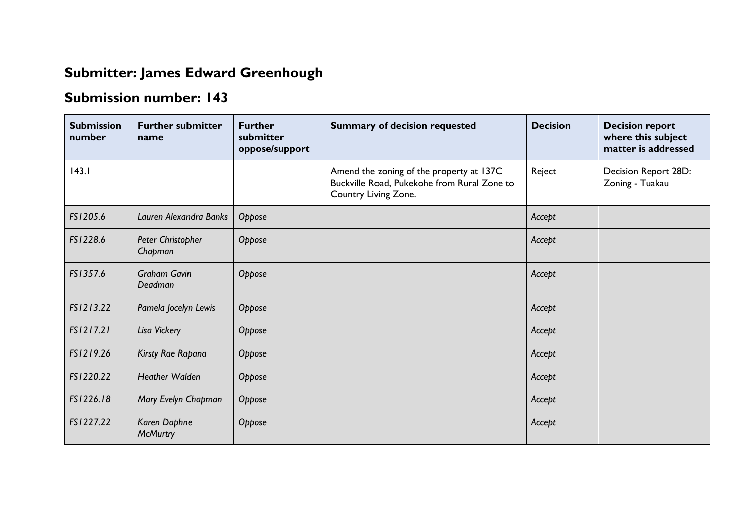## Submitter: James Edward Greenhough

## Submission number: 143

| Submission number | Further submitter name | Further submitter oppose/support | Summary of decision requested | Decision | Decision report where this subject matter is addressed |
|---|---|---|---|---|---|
| 143.1 | | | Amend the zoning of the property at 137C Buckville Road, Pukekohe from Rural Zone to Country Living Zone. | Reject | Decision Report 28D: Zoning - Tuakau |
| *FS1205.6* | *Lauren Alexandra Banks* | *Oppose* | | *Accept* | |
| *FS1228.6* | *Peter Christopher Chapman* | *Oppose* | | *Accept* | |
| *FS1357.6* | *Graham Gavin Deadman* | *Oppose* | | *Accept* | |
| *FS1213.22* | *Pamela Jocelyn Lewis* | *Oppose* | | *Accept* | |
| *FS1217.21* | *Lisa Vickery* | *Oppose* | | *Accept* | |
| *FS1219.26* | *Kirsty Rae Rapana* | *Oppose* | | *Accept* | |
| *FS1220.22* | *Heather Walden* | *Oppose* | | *Accept* | |
| *FS1226.18* | *Mary Evelyn Chapman* | *Oppose* | | *Accept* | |
| *FS1227.22* | *Karen Daphne McMurtry* | *Oppose* | | *Accept* | |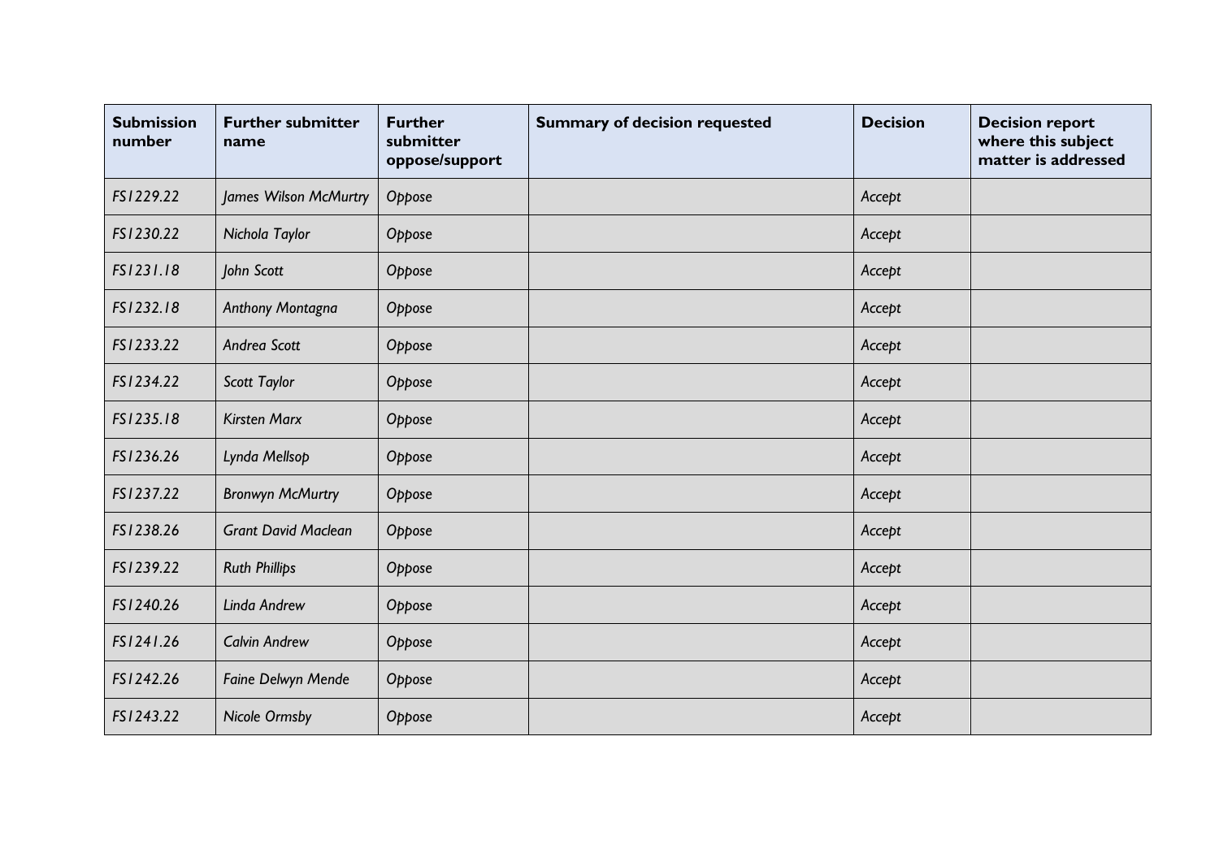| Submission number | Further submitter name | Further submitter oppose/support | Summary of decision requested | Decision | Decision report where this subject matter is addressed |
|---|---|---|---|---|---|
| FS1229.22 | James Wilson McMurtry | Oppose | | Accept | |
| FS1230.22 | Nichola Taylor | Oppose | | Accept | |
| FS1231.18 | John Scott | Oppose | | Accept | |
| FS1232.18 | Anthony Montagna | Oppose | | Accept | |
| FS1233.22 | Andrea Scott | Oppose | | Accept | |
| FS1234.22 | Scott Taylor | Oppose | | Accept | |
| FS1235.18 | Kirsten Marx | Oppose | | Accept | |
| FS1236.26 | Lynda Mellsop | Oppose | | Accept | |
| FS1237.22 | Bronwyn McMurtry | Oppose | | Accept | |
| FS1238.26 | Grant David Maclean | Oppose | | Accept | |
| FS1239.22 | Ruth Phillips | Oppose | | Accept | |
| FS1240.26 | Linda Andrew | Oppose | | Accept | |
| FS1241.26 | Calvin Andrew | Oppose | | Accept | |
| FS1242.26 | Faine Delwyn Mende | Oppose | | Accept | |
| FS1243.22 | Nicole Ormsby | Oppose | | Accept | |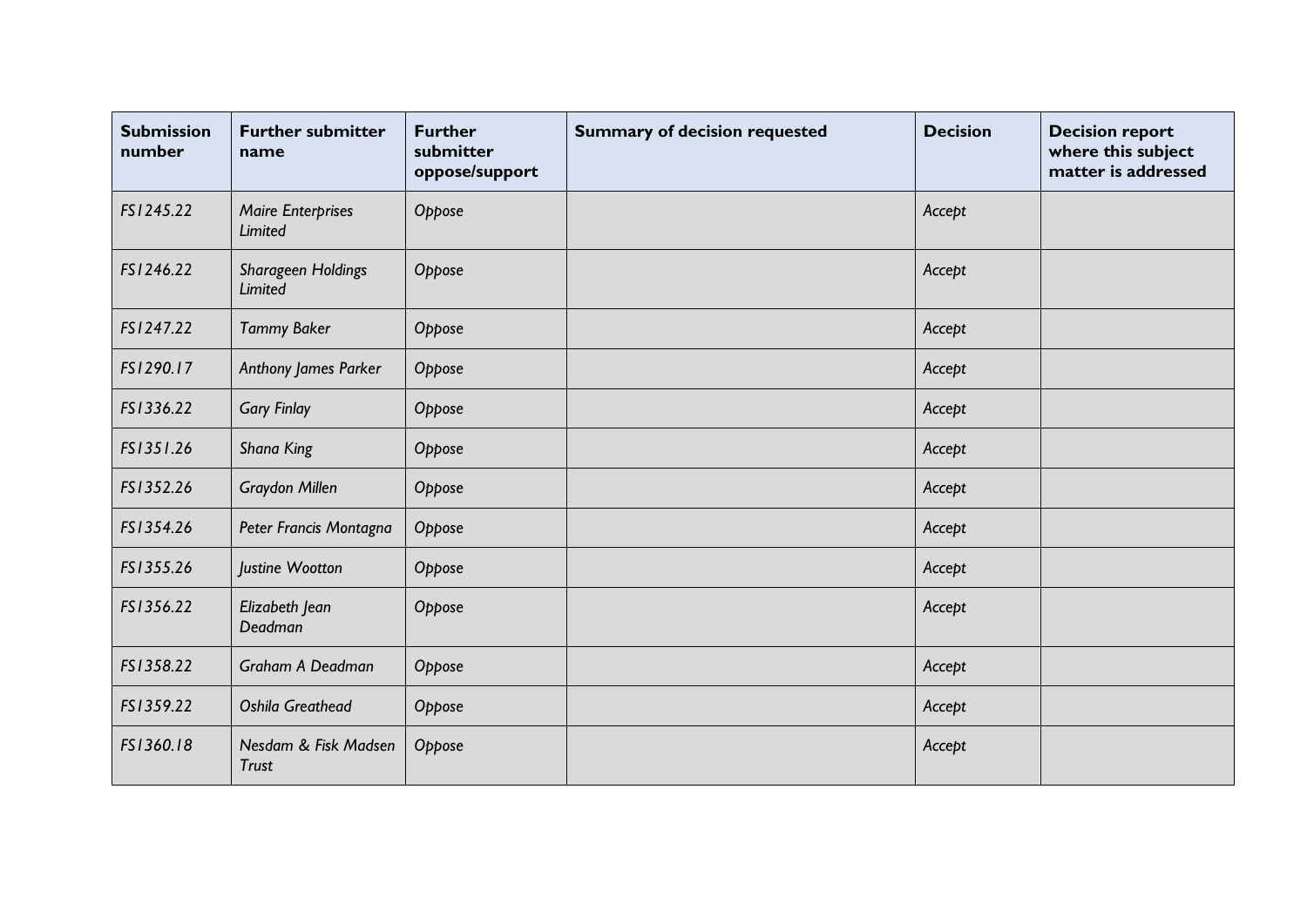| Submission number | Further submitter name | Further submitter oppose/support | Summary of decision requested | Decision | Decision report where this subject matter is addressed |
|---|---|---|---|---|---|
| *FS1245.22* | *Maire Enterprises Limited* | *Oppose* | | *Accept* | |
| *FS1246.22* | *Sharageen Holdings Limited* | *Oppose* | | *Accept* | |
| *FS1247.22* | *Tammy Baker* | *Oppose* | | *Accept* | |
| *FS1290.17* | *Anthony James Parker* | *Oppose* | | *Accept* | |
| *FS1336.22* | *Gary Finlay* | *Oppose* | | *Accept* | |
| *FS1351.26* | *Shana King* | *Oppose* | | *Accept* | |
| *FS1352.26* | *Graydon Millen* | *Oppose* | | *Accept* | |
| *FS1354.26* | *Peter Francis Montagna* | *Oppose* | | *Accept* | |
| *FS1355.26* | *Justine Wootton* | *Oppose* | | *Accept* | |
| *FS1356.22* | *Elizabeth Jean Deadman* | *Oppose* | | *Accept* | |
| *FS1358.22* | *Graham A Deadman* | *Oppose* | | *Accept* | |
| *FS1359.22* | *Oshila Greathead* | *Oppose* | | *Accept* | |
| *FS1360.18* | *Nesdam & Fisk Madsen Trust* | *Oppose* | | *Accept* | |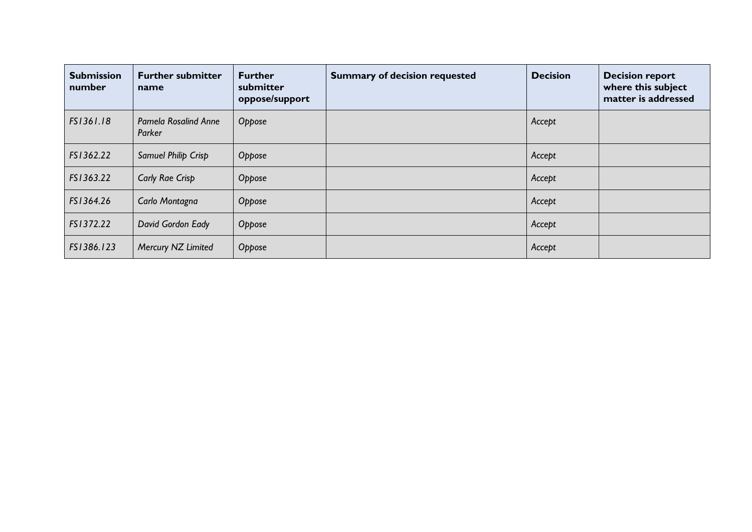| Submission number | Further submitter name | Further submitter oppose/support | Summary of decision requested | Decision | Decision report where this subject matter is addressed |
|---|---|---|---|---|---|
| *FS1361.18* | *Pamela Rosalind Anne Parker* | *Oppose* | | *Accept* | |
| *FS1362.22* | *Samuel Philip Crisp* | *Oppose* | | *Accept* | |
| *FS1363.22* | *Carly Rae Crisp* | *Oppose* | | *Accept* | |
| *FS1364.26* | *Carlo Montagna* | *Oppose* | | *Accept* | |
| *FS1372.22* | *David Gordon Eady* | *Oppose* | | *Accept* | |
| *FS1386.123* | *Mercury NZ Limited* | *Oppose* | | *Accept* | |